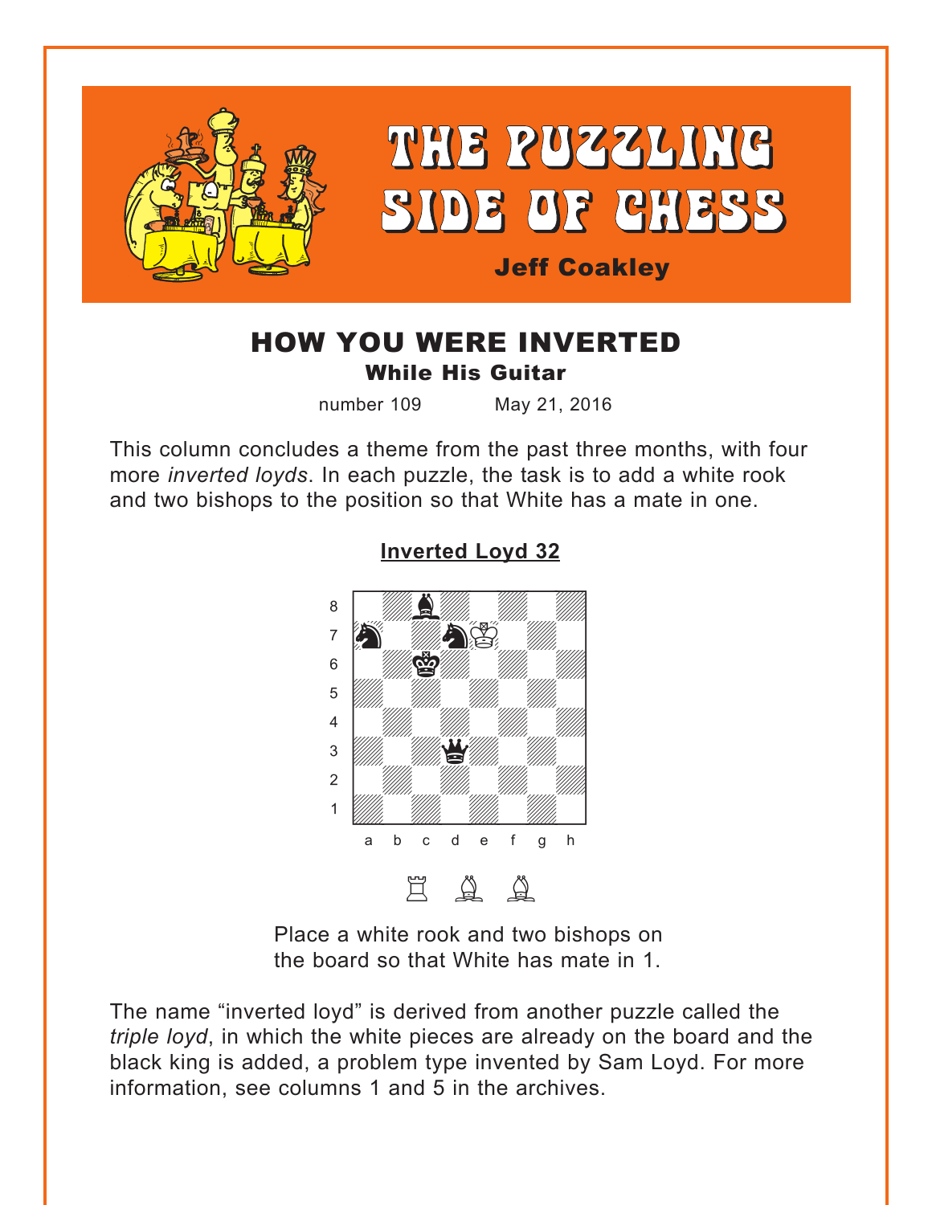# THE PUZZLING SIDE OF CHESS

**Jeff Coakley**

## HOW YOU WERE INVERTED

### While His Guitar

number 109 May 21, 2016

This column concludes a theme from the past three months, with four more *inverted loyds*. In each puzzle, the task is to add a white rook and two bishops to the position so that White has a mate in one.

**Inverted Loyd 32**

Place a white rook and two bishops on the board so that White has mate in 1.

The name "inverted loyd" is derived from another puzzle called the *triple loyd*, in which the white pieces are already on the board and the black king is added, a problem type invented by Sam Loyd. For more information, see columns 1 and 5 in the archives.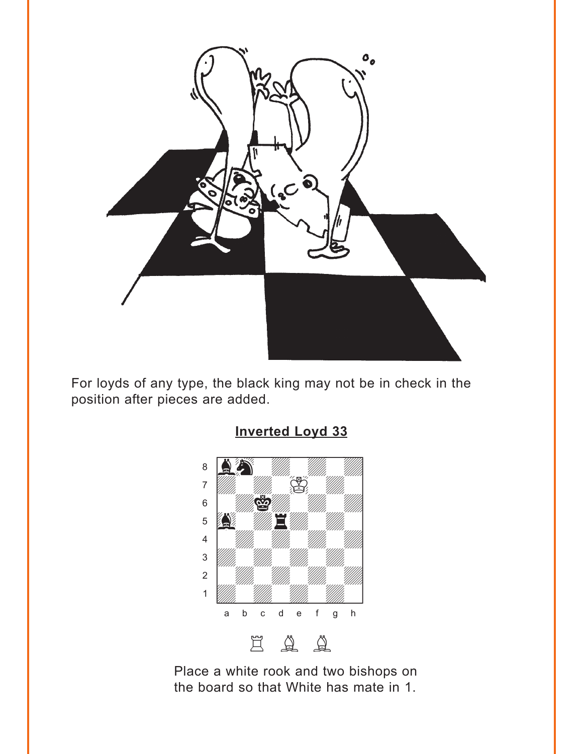For loyds of any type, the black king may not be in check in the position after pieces are added.

## Inverted Loyd 33

Place a white rook and two bishops on the board so that White has mate in 1.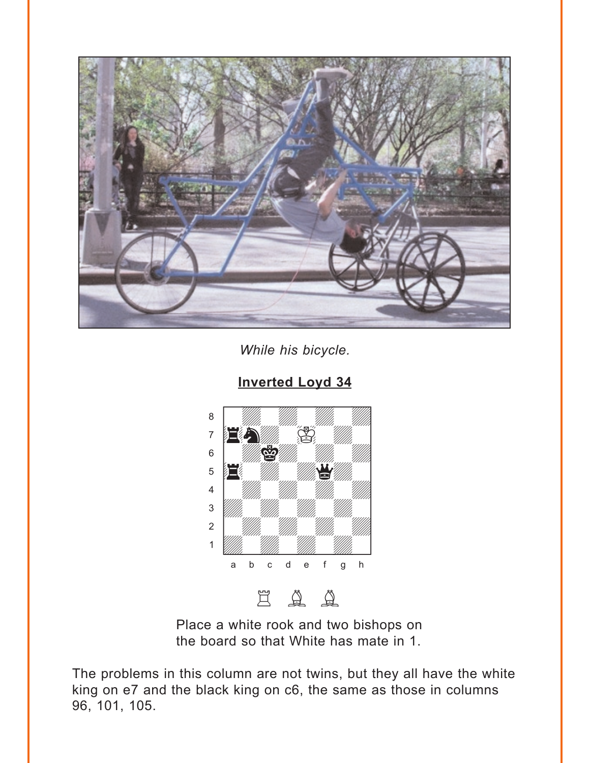*While his bicycle.*

**Inverted Loyd 34**

Place a white rook and two bishops on the board so that White has mate in 1.

The problems in this column are not twins, but they all have the white king on e7 and the black king on c6, the same as those in columns 96, 101, 105.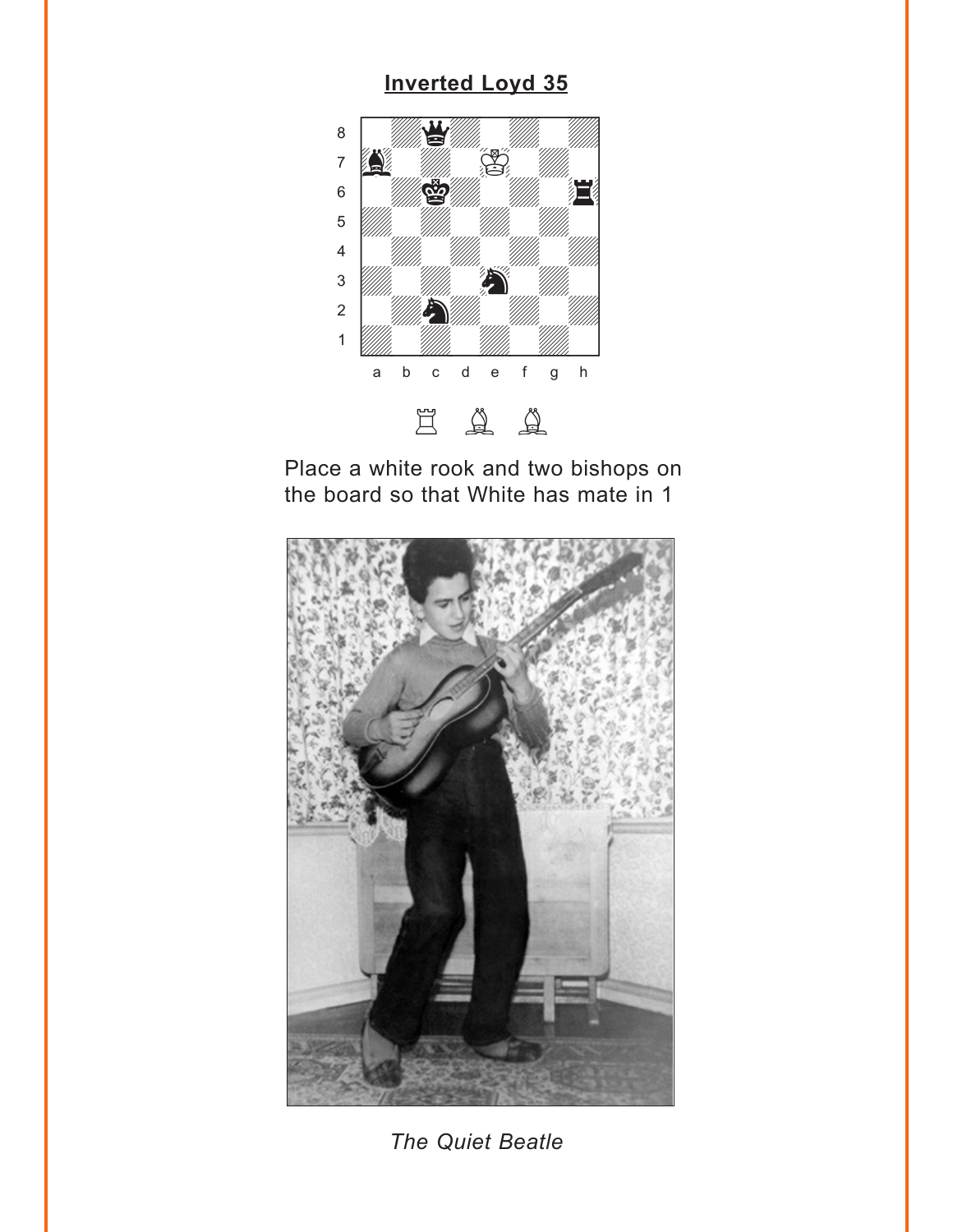**Inverted Loyd 35**

Place a white rook and two bishops on the board so that White has mate in 1

*The Quiet Beatle*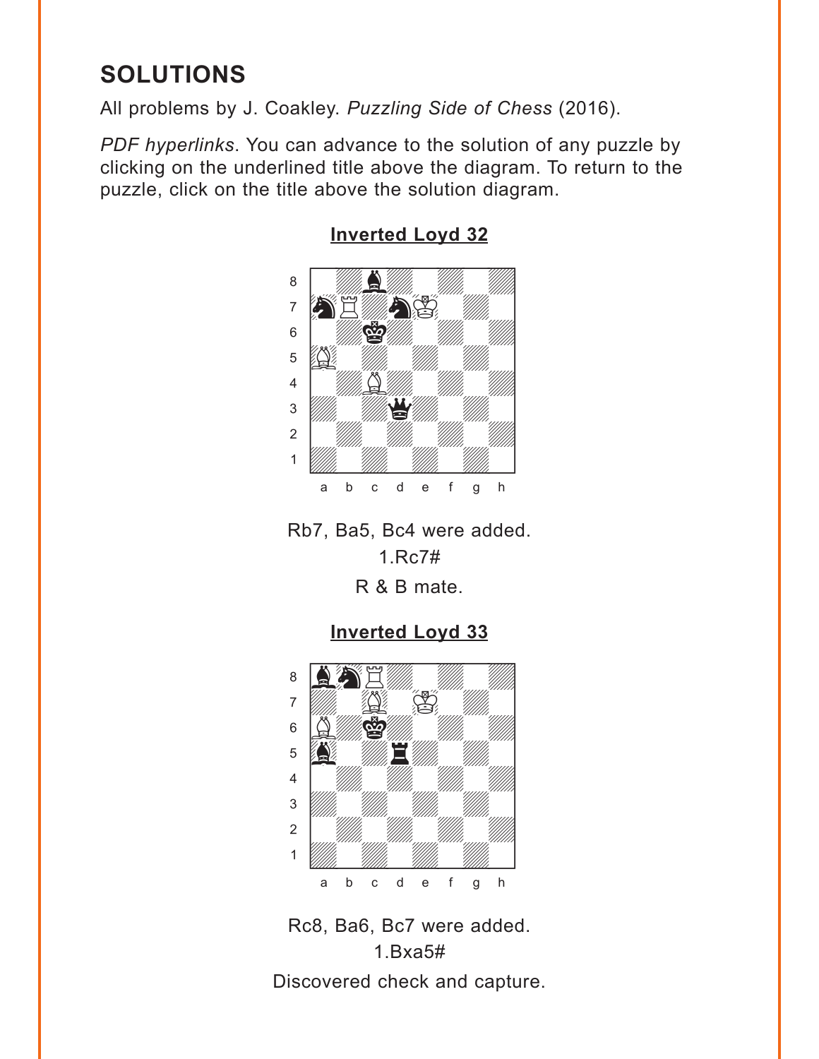## SOLUTIONS

All problems by J. Coakley. *Puzzling Side of Chess* (2016).

*PDF hyperlinks*. You can advance to the solution of any puzzle by clicking on the underlined title above the diagram. To return to the puzzle, click on the title above the solution diagram.

### Inverted Loyd 32

Rb7, Ba5, Bc4 were added.

1.Rc7#

R & B mate.

### Inverted Loyd 33

Rc8, Ba6, Bc7 were added.

1.Bxa5#

Discovered check and capture.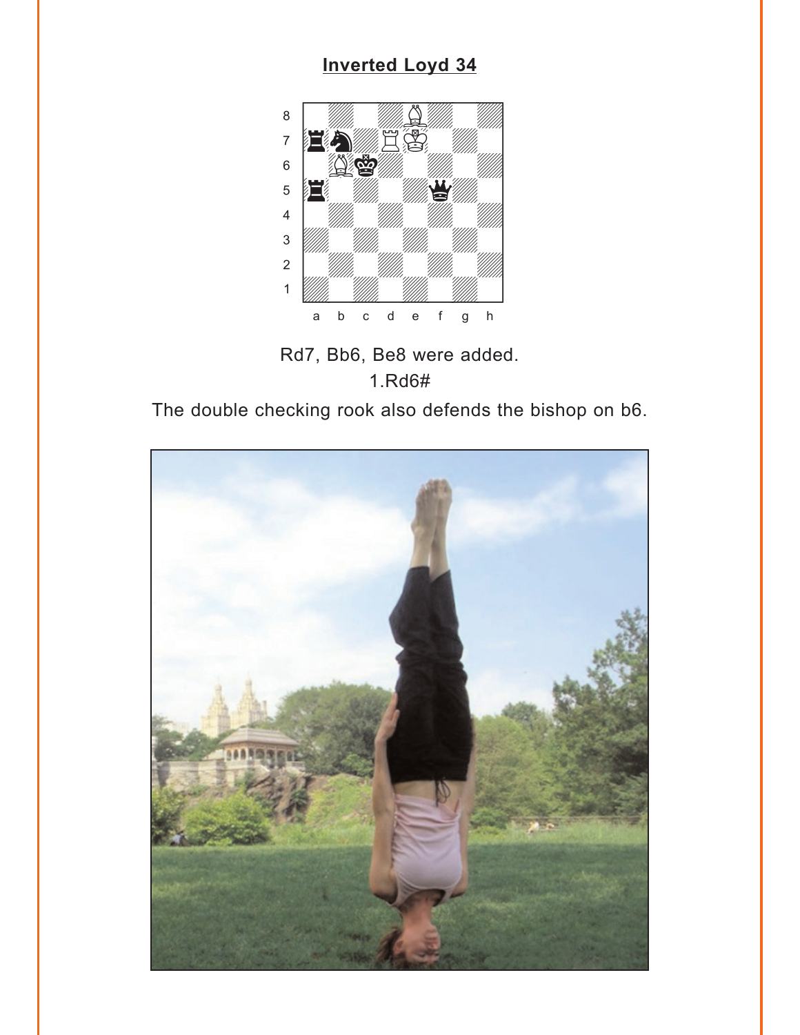## Inverted Loyd 34

Rd7, Bb6, Be8 were added.

1.Rd6#

The double checking rook also defends the bishop on b6.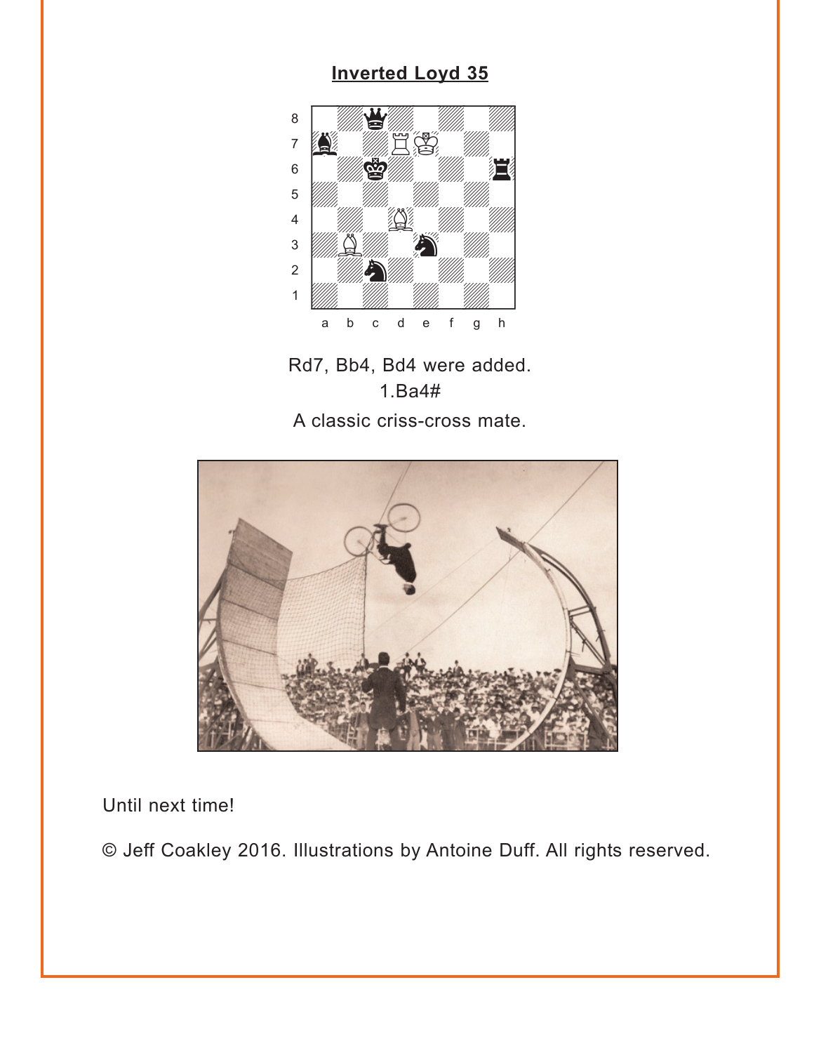## Inverted Loyd 35

Rd7, Bb4, Bd4 were added.

1.Ba4#

A classic criss-cross mate.

Until next time!

© Jeff Coakley 2016. Illustrations by Antoine Duff. All rights reserved.